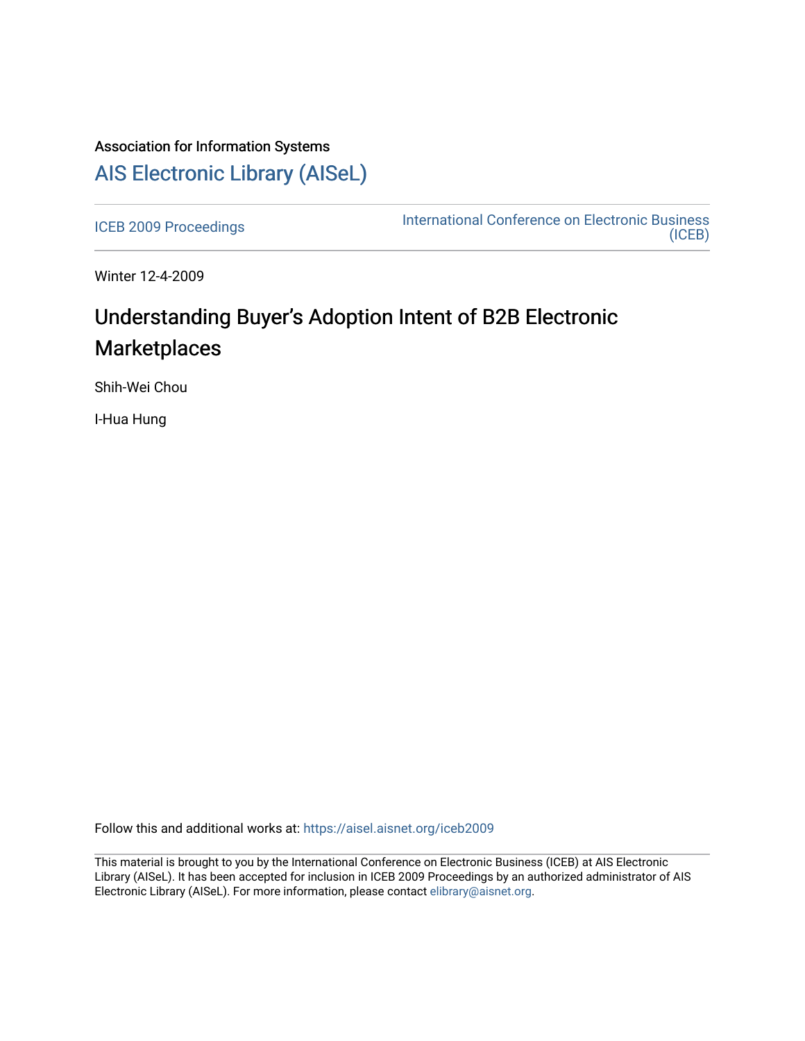Association for Information Systems

# AIS Electronic Library (AISeL)

ICEB 2009 Proceedings

International Conference on Electronic Business (ICEB)

Winter 12-4-2009

## Understanding Buyer's Adoption Intent of B2B Electronic Marketplaces

Shih-Wei Chou

I-Hua Hung

Follow this and additional works at: https://aisel.aisnet.org/iceb2009

This material is brought to you by the International Conference on Electronic Business (ICEB) at AIS Electronic Library (AISeL). It has been accepted for inclusion in ICEB 2009 Proceedings by an authorized administrator of AIS Electronic Library (AISeL). For more information, please contact elibrary@aisnet.org.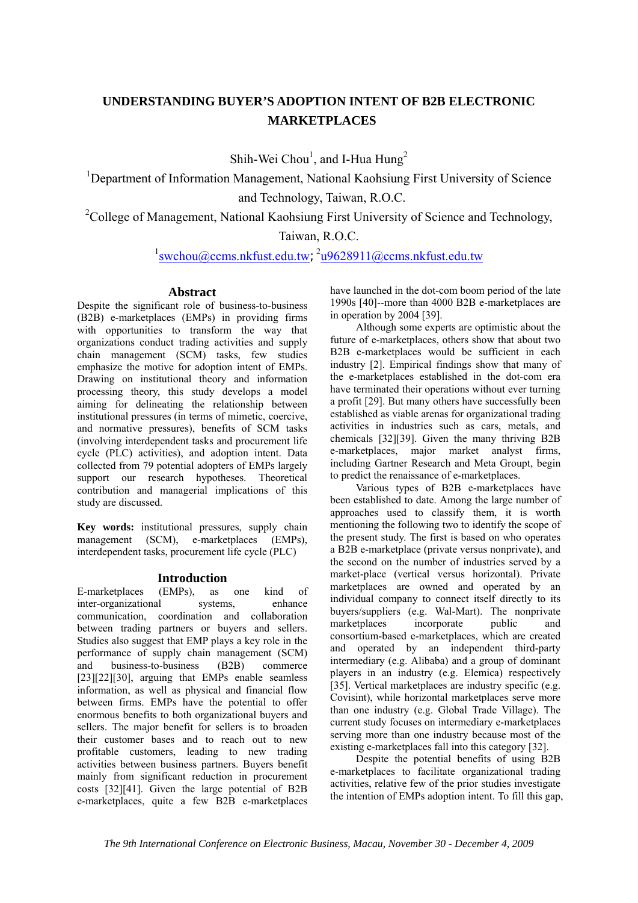# UNDERSTANDING BUYER'S ADOPTION INTENT OF B2B ELECTRONIC MARKETPLACES

Shih-Wei Chou[1], and I-Hua Hung[2]

[1]Department of Information Management, National Kaohsiung First University of Science and Technology, Taiwan, R.O.C.

[2]College of Management, National Kaohsiung First University of Science and Technology, Taiwan, R.O.C.

[1]swchou@ccms.nkfust.edu.tw; [2]u9628911@ccms.nkfust.edu.tw

## Abstract

Despite the significant role of business-to-business (B2B) e-marketplaces (EMPs) in providing firms with opportunities to transform the way that organizations conduct trading activities and supply chain management (SCM) tasks, few studies emphasize the motive for adoption intent of EMPs. Drawing on institutional theory and information processing theory, this study develops a model aiming for delineating the relationship between institutional pressures (in terms of mimetic, coercive, and normative pressures), benefits of SCM tasks (involving interdependent tasks and procurement life cycle (PLC) activities), and adoption intent. Data collected from 79 potential adopters of EMPs largely support our research hypotheses. Theoretical contribution and managerial implications of this study are discussed.

**Key words:** institutional pressures, supply chain management (SCM), e-marketplaces (EMPs), interdependent tasks, procurement life cycle (PLC)

## Introduction

E-marketplaces (EMPs), as one kind of inter-organizational systems, enhance communication, coordination and collaboration between trading partners or buyers and sellers. Studies also suggest that EMP plays a key role in the performance of supply chain management (SCM) and business-to-business (B2B) commerce [23][22][30], arguing that EMPs enable seamless information, as well as physical and financial flow between firms. EMPs have the potential to offer enormous benefits to both organizational buyers and sellers. The major benefit for sellers is to broaden their customer bases and to reach out to new profitable customers, leading to new trading activities between business partners. Buyers benefit mainly from significant reduction in procurement costs [32][41]. Given the large potential of B2B e-marketplaces, quite a few B2B e-marketplaces have launched in the dot-com boom period of the late 1990s [40]--more than 4000 B2B e-marketplaces are in operation by 2004 [39].

Although some experts are optimistic about the future of e-marketplaces, others show that about two B2B e-marketplaces would be sufficient in each industry [2]. Empirical findings show that many of the e-marketplaces established in the dot-com era have terminated their operations without ever turning a profit [29]. But many others have successfully been established as viable arenas for organizational trading activities in industries such as cars, metals, and chemicals [32][39]. Given the many thriving B2B e-marketplaces, major market analyst firms, including Gartner Research and Meta Groupt, begin to predict the renaissance of e-marketplaces.

Various types of B2B e-marketplaces have been established to date. Among the large number of approaches used to classify them, it is worth mentioning the following two to identify the scope of the present study. The first is based on who operates a B2B e-marketplace (private versus nonprivate), and the second on the number of industries served by a market-place (vertical versus horizontal). Private marketplaces are owned and operated by an individual company to connect itself directly to its buyers/suppliers (e.g. Wal-Mart). The nonprivate marketplaces incorporate public and consortium-based e-marketplaces, which are created and operated by an independent third-party intermediary (e.g. Alibaba) and a group of dominant players in an industry (e.g. Elemica) respectively [35]. Vertical marketplaces are industry specific (e.g. Covisint), while horizontal marketplaces serve more than one industry (e.g. Global Trade Village). The current study focuses on intermediary e-marketplaces serving more than one industry because most of the existing e-marketplaces fall into this category [32].

Despite the potential benefits of using B2B e-marketplaces to facilitate organizational trading activities, relative few of the prior studies investigate the intention of EMPs adoption intent. To fill this gap,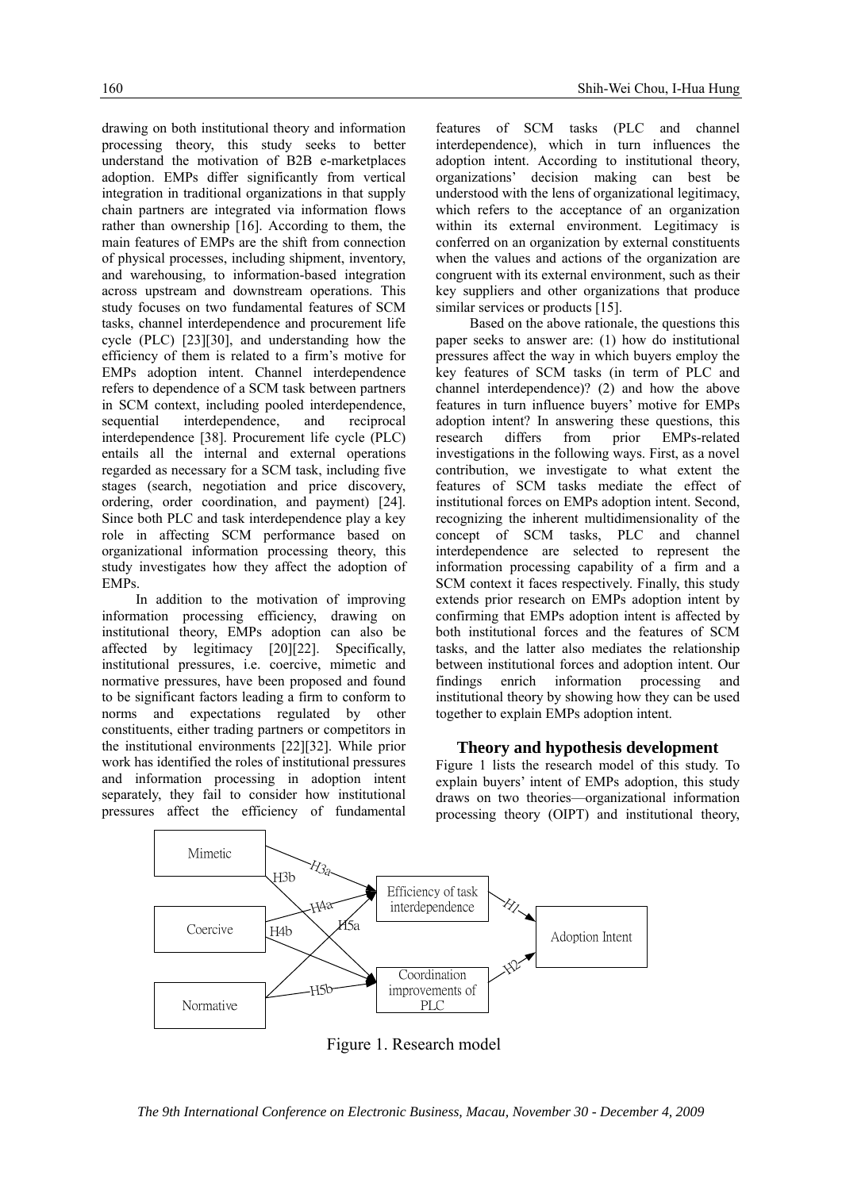drawing on both institutional theory and information processing theory, this study seeks to better understand the motivation of B2B e-marketplaces adoption. EMPs differ significantly from vertical integration in traditional organizations in that supply chain partners are integrated via information flows rather than ownership [16]. According to them, the main features of EMPs are the shift from connection of physical processes, including shipment, inventory, and warehousing, to information-based integration across upstream and downstream operations. This study focuses on two fundamental features of SCM tasks, channel interdependence and procurement life cycle (PLC) [23][30], and understanding how the efficiency of them is related to a firm's motive for EMPs adoption intent. Channel interdependence refers to dependence of a SCM task between partners in SCM context, including pooled interdependence, sequential interdependence, and reciprocal interdependence [38]. Procurement life cycle (PLC) entails all the internal and external operations regarded as necessary for a SCM task, including five stages (search, negotiation and price discovery, ordering, order coordination, and payment) [24]. Since both PLC and task interdependence play a key role in affecting SCM performance based on organizational information processing theory, this study investigates how they affect the adoption of EMPs.

In addition to the motivation of improving information processing efficiency, drawing on institutional theory, EMPs adoption can also be affected by legitimacy [20][22]. Specifically, institutional pressures, i.e. coercive, mimetic and normative pressures, have been proposed and found to be significant factors leading a firm to conform to norms and expectations regulated by other constituents, either trading partners or competitors in the institutional environments [22][32]. While prior work has identified the roles of institutional pressures and information processing in adoption intent separately, they fail to consider how institutional pressures affect the efficiency of fundamental features of SCM tasks (PLC and channel interdependence), which in turn influences the adoption intent. According to institutional theory, organizations' decision making can best be understood with the lens of organizational legitimacy, which refers to the acceptance of an organization within its external environment. Legitimacy is conferred on an organization by external constituents when the values and actions of the organization are congruent with its external environment, such as their key suppliers and other organizations that produce similar services or products [15].

Based on the above rationale, the questions this paper seeks to answer are: (1) how do institutional pressures affect the way in which buyers employ the key features of SCM tasks (in term of PLC and channel interdependence)? (2) and how the above features in turn influence buyers' motive for EMPs adoption intent? In answering these questions, this research differs from prior EMPs-related investigations in the following ways. First, as a novel contribution, we investigate to what extent the features of SCM tasks mediate the effect of institutional forces on EMPs adoption intent. Second, recognizing the inherent multidimensionality of the concept of SCM tasks, PLC and channel interdependence are selected to represent the information processing capability of a firm and a SCM context it faces respectively. Finally, this study extends prior research on EMPs adoption intent by confirming that EMPs adoption intent is affected by both institutional forces and the features of SCM tasks, and the latter also mediates the relationship between institutional forces and adoption intent. Our findings enrich information processing and institutional theory by showing how they can be used together to explain EMPs adoption intent.

## Theory and hypothesis development

Figure 1 lists the research model of this study. To explain buyers' intent of EMPs adoption, this study draws on two theories—organizational information processing theory (OIPT) and institutional theory,

Mimetic
Coercive
Normative
H3a
H3b
H4a
H4b
H5a
H5b
Efficiency of task interdependence
Coordination improvements of PLC
H1
H2
Adoption Intent

Figure 1. Research model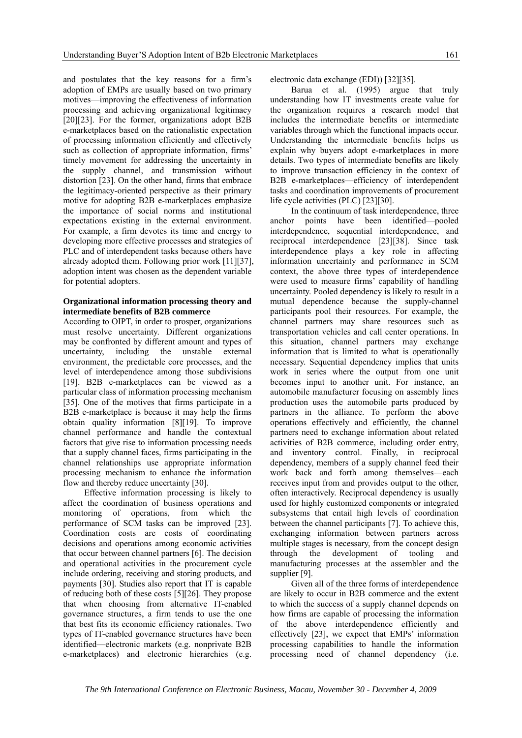and postulates that the key reasons for a firm's adoption of EMPs are usually based on two primary motives—improving the effectiveness of information processing and achieving organizational legitimacy [20][23]. For the former, organizations adopt B2B e-marketplaces based on the rationalistic expectation of processing information efficiently and effectively such as collection of appropriate information, firms' timely movement for addressing the uncertainty in the supply channel, and transmission without distortion [23]. On the other hand, firms that embrace the legitimacy-oriented perspective as their primary motive for adopting B2B e-marketplaces emphasize the importance of social norms and institutional expectations existing in the external environment. For example, a firm devotes its time and energy to developing more effective processes and strategies of PLC and of interdependent tasks because others have already adopted them. Following prior work [11][37], adoption intent was chosen as the dependent variable for potential adopters.

**Organizational information processing theory and intermediate benefits of B2B commerce**

According to OIPT, in order to prosper, organizations must resolve uncertainty. Different organizations may be confronted by different amount and types of uncertainty, including the unstable external environment, the predictable core processes, and the level of interdependence among those subdivisions [19]. B2B e-marketplaces can be viewed as a particular class of information processing mechanism [35]. One of the motives that firms participate in a B2B e-marketplace is because it may help the firms obtain quality information [8][19]. To improve channel performance and handle the contextual factors that give rise to information processing needs that a supply channel faces, firms participating in the channel relationships use appropriate information processing mechanism to enhance the information flow and thereby reduce uncertainty [30].

Effective information processing is likely to affect the coordination of business operations and monitoring of operations, from which the performance of SCM tasks can be improved [23]. Coordination costs are costs of coordinating decisions and operations among economic activities that occur between channel partners [6]. The decision and operational activities in the procurement cycle include ordering, receiving and storing products, and payments [30]. Studies also report that IT is capable of reducing both of these costs [5][26]. They propose that when choosing from alternative IT-enabled governance structures, a firm tends to use the one that best fits its economic efficiency rationales. Two types of IT-enabled governance structures have been identified—electronic markets (e.g. nonprivate B2B e-marketplaces) and electronic hierarchies (e.g. electronic data exchange (EDI)) [32][35].

Barua et al. (1995) argue that truly understanding how IT investments create value for the organization requires a research model that includes the intermediate benefits or intermediate variables through which the functional impacts occur. Understanding the intermediate benefits helps us explain why buyers adopt e-marketplaces in more details. Two types of intermediate benefits are likely to improve transaction efficiency in the context of B2B e-marketplaces—efficiency of interdependent tasks and coordination improvements of procurement life cycle activities (PLC) [23][30].

In the continuum of task interdependence, three anchor points have been identified—pooled interdependence, sequential interdependence, and reciprocal interdependence [23][38]. Since task interdependence plays a key role in affecting information uncertainty and performance in SCM context, the above three types of interdependence were used to measure firms' capability of handling uncertainty. Pooled dependency is likely to result in a mutual dependence because the supply-channel participants pool their resources. For example, the channel partners may share resources such as transportation vehicles and call center operations. In this situation, channel partners may exchange information that is limited to what is operationally necessary. Sequential dependency implies that units work in series where the output from one unit becomes input to another unit. For instance, an automobile manufacturer focusing on assembly lines production uses the automobile parts produced by partners in the alliance. To perform the above operations effectively and efficiently, the channel partners need to exchange information about related activities of B2B commerce, including order entry, and inventory control. Finally, in reciprocal dependency, members of a supply channel feed their work back and forth among themselves—each receives input from and provides output to the other, often interactively. Reciprocal dependency is usually used for highly customized components or integrated subsystems that entail high levels of coordination between the channel participants [7]. To achieve this, exchanging information between partners across multiple stages is necessary, from the concept design through the development of tooling and manufacturing processes at the assembler and the supplier [9].

Given all of the three forms of interdependence are likely to occur in B2B commerce and the extent to which the success of a supply channel depends on how firms are capable of processing the information of the above interdependence efficiently and effectively [23], we expect that EMPs' information processing capabilities to handle the information processing need of channel dependency (i.e.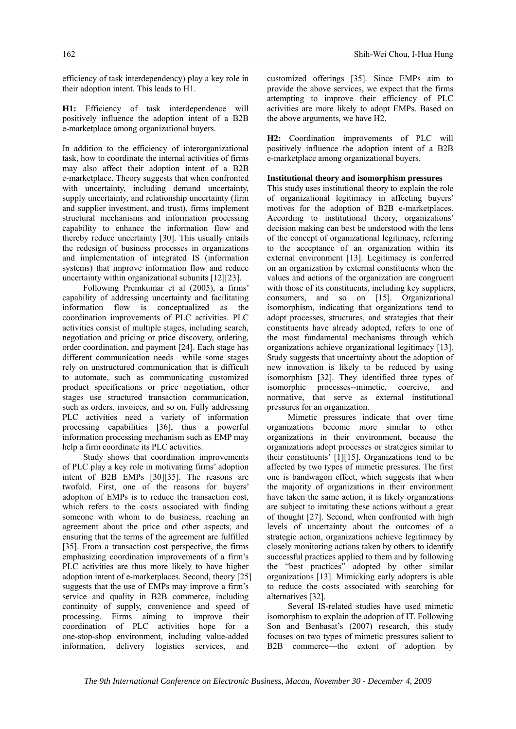efficiency of task interdependency) play a key role in their adoption intent. This leads to H1.

**H1:** Efficiency of task interdependence will positively influence the adoption intent of a B2B e-marketplace among organizational buyers.

In addition to the efficiency of interorganizational task, how to coordinate the internal activities of firms may also affect their adoption intent of a B2B e-marketplace. Theory suggests that when confronted with uncertainty, including demand uncertainty, supply uncertainty, and relationship uncertainty (firm and supplier investment, and trust), firms implement structural mechanisms and information processing capability to enhance the information flow and thereby reduce uncertainty [30]. This usually entails the redesign of business processes in organizations and implementation of integrated IS (information systems) that improve information flow and reduce uncertainty within organizational subunits [12][23].

Following Premkumar et al (2005), a firms' capability of addressing uncertainty and facilitating information flow is conceptualized as the coordination improvements of PLC activities. PLC activities consist of multiple stages, including search, negotiation and pricing or price discovery, ordering, order coordination, and payment [24]. Each stage has different communication needs—while some stages rely on unstructured communication that is difficult to automate, such as communicating customized product specifications or price negotiation, other stages use structured transaction communication, such as orders, invoices, and so on. Fully addressing PLC activities need a variety of information processing capabilities [36], thus a powerful information processing mechanism such as EMP may help a firm coordinate its PLC activities.

Study shows that coordination improvements of PLC play a key role in motivating firms' adoption intent of B2B EMPs [30][35]. The reasons are twofold. First, one of the reasons for buyers' adoption of EMPs is to reduce the transaction cost, which refers to the costs associated with finding someone with whom to do business, reaching an agreement about the price and other aspects, and ensuring that the terms of the agreement are fulfilled [35]. From a transaction cost perspective, the firms emphasizing coordination improvements of a firm's PLC activities are thus more likely to have higher adoption intent of e-marketplaces. Second, theory [25] suggests that the use of EMPs may improve a firm's service and quality in B2B commerce, including continuity of supply, convenience and speed of processing. Firms aiming to improve their coordination of PLC activities hope for a one-stop-shop environment, including value-added information, delivery logistics services, and customized offerings [35]. Since EMPs aim to provide the above services, we expect that the firms attempting to improve their efficiency of PLC activities are more likely to adopt EMPs. Based on the above arguments, we have H2.

**H2:** Coordination improvements of PLC will positively influence the adoption intent of a B2B e-marketplace among organizational buyers.

**Institutional theory and isomorphism pressures**

This study uses institutional theory to explain the role of organizational legitimacy in affecting buyers' motives for the adoption of B2B e-marketplaces. According to institutional theory, organizations' decision making can best be understood with the lens of the concept of organizational legitimacy, referring to the acceptance of an organization within its external environment [13]. Legitimacy is conferred on an organization by external constituents when the values and actions of the organization are congruent with those of its constituents, including key suppliers, consumers, and so on [15]. Organizational isomorphism, indicating that organizations tend to adopt processes, structures, and strategies that their constituents have already adopted, refers to one of the most fundamental mechanisms through which organizations achieve organizational legitimacy [13]. Study suggests that uncertainty about the adoption of new innovation is likely to be reduced by using isomorphism [32]. They identified three types of isomorphic processes--mimetic, coercive, and normative, that serve as external institutional pressures for an organization.

Mimetic pressures indicate that over time organizations become more similar to other organizations in their environment, because the organizations adopt processes or strategies similar to their constituents' [1][15]. Organizations tend to be affected by two types of mimetic pressures. The first one is bandwagon effect, which suggests that when the majority of organizations in their environment have taken the same action, it is likely organizations are subject to imitating these actions without a great of thought [27]. Second, when confronted with high levels of uncertainty about the outcomes of a strategic action, organizations achieve legitimacy by closely monitoring actions taken by others to identify successful practices applied to them and by following the "best practices" adopted by other similar organizations [13]. Mimicking early adopters is able to reduce the costs associated with searching for alternatives [32].

Several IS-related studies have used mimetic isomorphism to explain the adoption of IT. Following Son and Benbasat's (2007) research, this study focuses on two types of mimetic pressures salient to B2B commerce—the extent of adoption by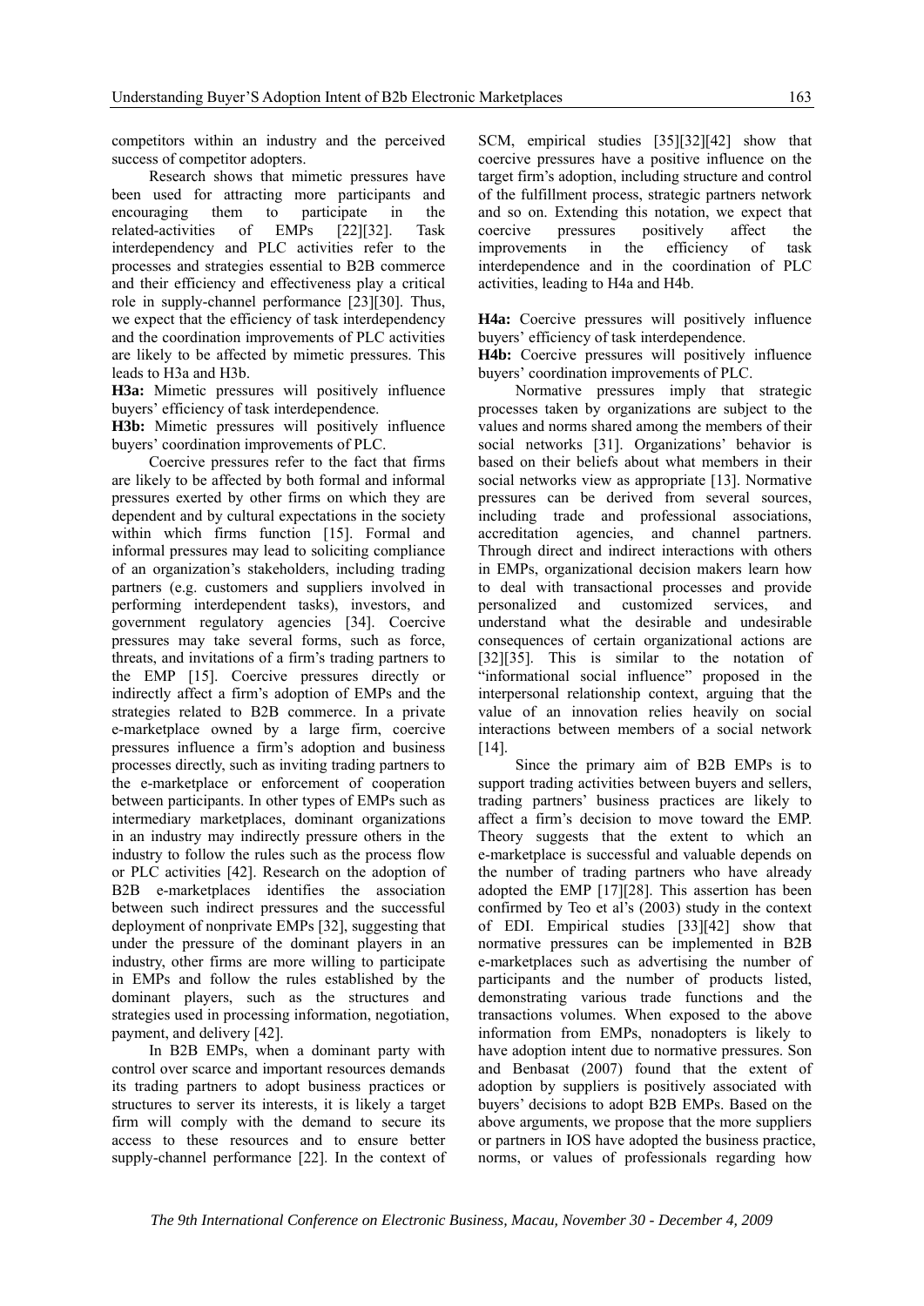competitors within an industry and the perceived success of competitor adopters.

Research shows that mimetic pressures have been used for attracting more participants and encouraging them to participate in the related-activities of EMPs [22][32]. Task interdependency and PLC activities refer to the processes and strategies essential to B2B commerce and their efficiency and effectiveness play a critical role in supply-channel performance [23][30]. Thus, we expect that the efficiency of task interdependency and the coordination improvements of PLC activities are likely to be affected by mimetic pressures. This leads to H3a and H3b.

**H3a:** Mimetic pressures will positively influence buyers' efficiency of task interdependence.

**H3b:** Mimetic pressures will positively influence buyers' coordination improvements of PLC.

Coercive pressures refer to the fact that firms are likely to be affected by both formal and informal pressures exerted by other firms on which they are dependent and by cultural expectations in the society within which firms function [15]. Formal and informal pressures may lead to soliciting compliance of an organization's stakeholders, including trading partners (e.g. customers and suppliers involved in performing interdependent tasks), investors, and government regulatory agencies [34]. Coercive pressures may take several forms, such as force, threats, and invitations of a firm's trading partners to the EMP [15]. Coercive pressures directly or indirectly affect a firm's adoption of EMPs and the strategies related to B2B commerce. In a private e-marketplace owned by a large firm, coercive pressures influence a firm's adoption and business processes directly, such as inviting trading partners to the e-marketplace or enforcement of cooperation between participants. In other types of EMPs such as intermediary marketplaces, dominant organizations in an industry may indirectly pressure others in the industry to follow the rules such as the process flow or PLC activities [42]. Research on the adoption of B2B e-marketplaces identifies the association between such indirect pressures and the successful deployment of nonprivate EMPs [32], suggesting that under the pressure of the dominant players in an industry, other firms are more willing to participate in EMPs and follow the rules established by the dominant players, such as the structures and strategies used in processing information, negotiation, payment, and delivery [42].

In B2B EMPs, when a dominant party with control over scarce and important resources demands its trading partners to adopt business practices or structures to server its interests, it is likely a target firm will comply with the demand to secure its access to these resources and to ensure better supply-channel performance [22]. In the context of SCM, empirical studies [35][32][42] show that coercive pressures have a positive influence on the target firm's adoption, including structure and control of the fulfillment process, strategic partners network and so on. Extending this notation, we expect that coercive pressures positively affect the improvements in the efficiency of task interdependence and in the coordination of PLC activities, leading to H4a and H4b.

**H4a:** Coercive pressures will positively influence buyers' efficiency of task interdependence.

**H4b:** Coercive pressures will positively influence buyers' coordination improvements of PLC.

Normative pressures imply that strategic processes taken by organizations are subject to the values and norms shared among the members of their social networks [31]. Organizations' behavior is based on their beliefs about what members in their social networks view as appropriate [13]. Normative pressures can be derived from several sources, including trade and professional associations, accreditation agencies, and channel partners. Through direct and indirect interactions with others in EMPs, organizational decision makers learn how to deal with transactional processes and provide personalized and customized services, and understand what the desirable and undesirable consequences of certain organizational actions are [32][35]. This is similar to the notation of "informational social influence" proposed in the interpersonal relationship context, arguing that the value of an innovation relies heavily on social interactions between members of a social network [14].

Since the primary aim of B2B EMPs is to support trading activities between buyers and sellers, trading partners' business practices are likely to affect a firm's decision to move toward the EMP. Theory suggests that the extent to which an e-marketplace is successful and valuable depends on the number of trading partners who have already adopted the EMP [17][28]. This assertion has been confirmed by Teo et al's (2003) study in the context of EDI. Empirical studies [33][42] show that normative pressures can be implemented in B2B e-marketplaces such as advertising the number of participants and the number of products listed, demonstrating various trade functions and the transactions volumes. When exposed to the above information from EMPs, nonadopters is likely to have adoption intent due to normative pressures. Son and Benbasat (2007) found that the extent of adoption by suppliers is positively associated with buyers' decisions to adopt B2B EMPs. Based on the above arguments, we propose that the more suppliers or partners in IOS have adopted the business practice, norms, or values of professionals regarding how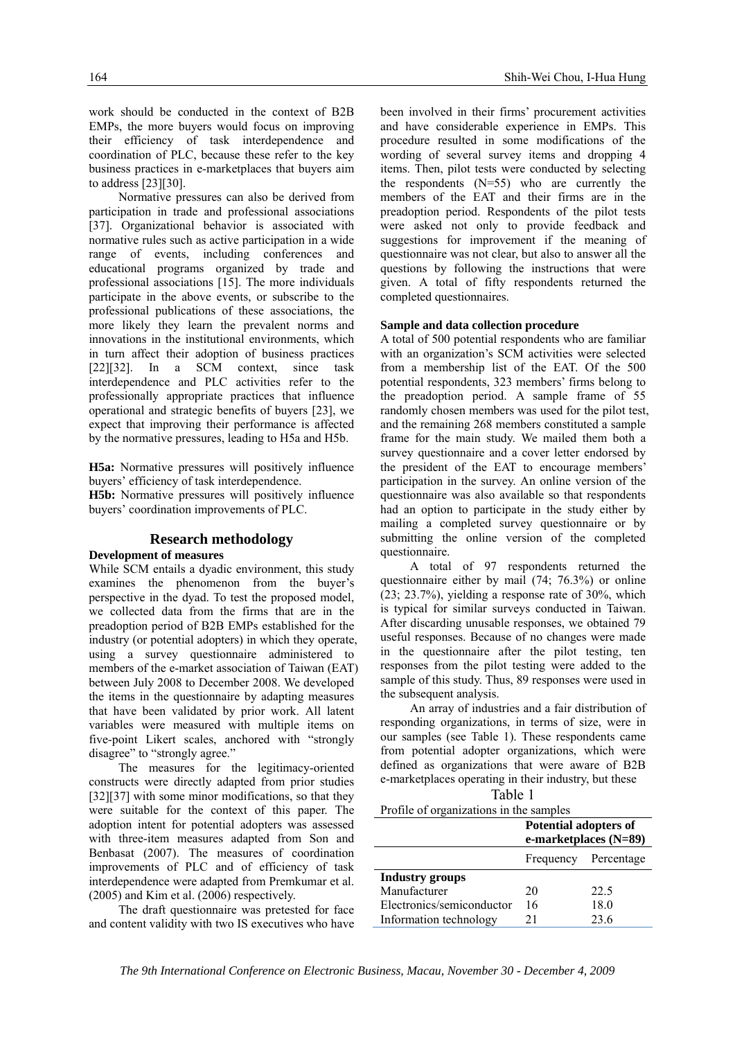work should be conducted in the context of B2B EMPs, the more buyers would focus on improving their efficiency of task interdependence and coordination of PLC, because these refer to the key business practices in e-marketplaces that buyers aim to address [23][30].

Normative pressures can also be derived from participation in trade and professional associations [37]. Organizational behavior is associated with normative rules such as active participation in a wide range of events, including conferences and educational programs organized by trade and professional associations [15]. The more individuals participate in the above events, or subscribe to the professional publications of these associations, the more likely they learn the prevalent norms and innovations in the institutional environments, which in turn affect their adoption of business practices [22][32]. In a SCM context, since task interdependence and PLC activities refer to the professionally appropriate practices that influence operational and strategic benefits of buyers [23], we expect that improving their performance is affected by the normative pressures, leading to H5a and H5b.

**H5a:** Normative pressures will positively influence buyers' efficiency of task interdependence.

**H5b:** Normative pressures will positively influence buyers' coordination improvements of PLC.

## Research methodology

### Development of measures

While SCM entails a dyadic environment, this study examines the phenomenon from the buyer's perspective in the dyad. To test the proposed model, we collected data from the firms that are in the preadoption period of B2B EMPs established for the industry (or potential adopters) in which they operate, using a survey questionnaire administered to members of the e-market association of Taiwan (EAT) between July 2008 to December 2008. We developed the items in the questionnaire by adapting measures that have been validated by prior work. All latent variables were measured with multiple items on five-point Likert scales, anchored with "strongly disagree" to "strongly agree."

The measures for the legitimacy-oriented constructs were directly adapted from prior studies [32][37] with some minor modifications, so that they were suitable for the context of this paper. The adoption intent for potential adopters was assessed with three-item measures adapted from Son and Benbasat (2007). The measures of coordination improvements of PLC and of efficiency of task interdependence were adapted from Premkumar et al. (2005) and Kim et al. (2006) respectively.

The draft questionnaire was pretested for face and content validity with two IS executives who have been involved in their firms' procurement activities and have considerable experience in EMPs. This procedure resulted in some modifications of the wording of several survey items and dropping 4 items. Then, pilot tests were conducted by selecting the respondents (N=55) who are currently the members of the EAT and their firms are in the preadoption period. Respondents of the pilot tests were asked not only to provide feedback and suggestions for improvement if the meaning of questionnaire was not clear, but also to answer all the questions by following the instructions that were given. A total of fifty respondents returned the completed questionnaires.

### Sample and data collection procedure

A total of 500 potential respondents who are familiar with an organization's SCM activities were selected from a membership list of the EAT. Of the 500 potential respondents, 323 members' firms belong to the preadoption period. A sample frame of 55 randomly chosen members was used for the pilot test, and the remaining 268 members constituted a sample frame for the main study. We mailed them both a survey questionnaire and a cover letter endorsed by the president of the EAT to encourage members' participation in the survey. An online version of the questionnaire was also available so that respondents had an option to participate in the study either by mailing a completed survey questionnaire or by submitting the online version of the completed questionnaire.

A total of 97 respondents returned the questionnaire either by mail (74; 76.3%) or online (23; 23.7%), yielding a response rate of 30%, which is typical for similar surveys conducted in Taiwan. After discarding unusable responses, we obtained 79 useful responses. Because of no changes were made in the questionnaire after the pilot testing, ten responses from the pilot testing were added to the sample of this study. Thus, 89 responses were used in the subsequent analysis.

An array of industries and a fair distribution of responding organizations, in terms of size, were in our samples (see Table 1). These respondents came from potential adopter organizations, which were defined as organizations that were aware of B2B e-marketplaces operating in their industry, but these

Table 1

Profile of organizations in the samples

| | **Potential adopters of e-marketplaces (N=89)** | |
|---|---|---|
| | Frequency | Percentage |
| **Industry groups** | | |
| Manufacturer | 20 | 22.5 |
| Electronics/semiconductor | 16 | 18.0 |
| Information technology | 21 | 23.6 |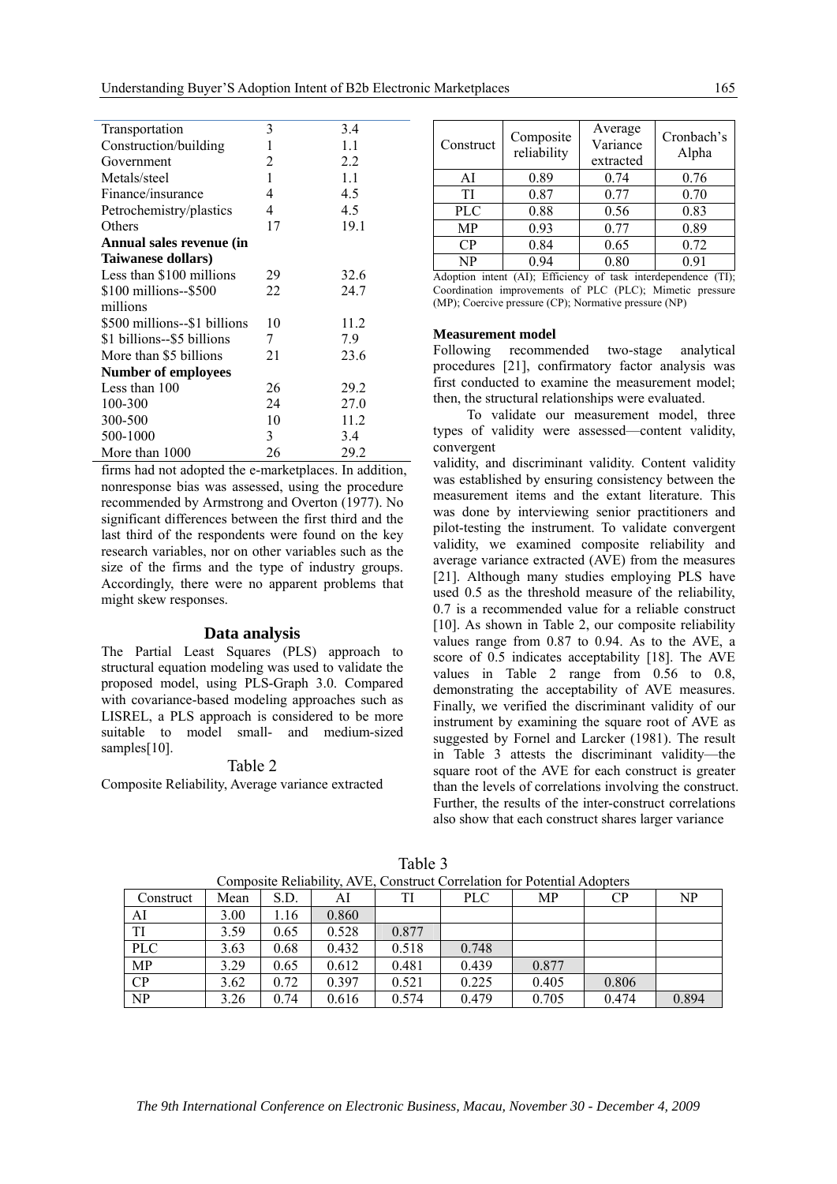| | | |
|---|---|---|
| Transportation | 3 | 3.4 |
| Construction/building | 1 | 1.1 |
| Government | 2 | 2.2 |
| Metals/steel | 1 | 1.1 |
| Finance/insurance | 4 | 4.5 |
| Petrochemistry/plastics | 4 | 4.5 |
| Others | 17 | 19.1 |
| **Annual sales revenue (in Taiwanese dollars)** | | |
| Less than $100 millions | 29 | 32.6 |
| $100 millions--$500 millions | 22 | 24.7 |
| $500 millions--$1 billions | 10 | 11.2 |
| $1 billions--$5 billions | 7 | 7.9 |
| More than $5 billions | 21 | 23.6 |
| **Number of employees** | | |
| Less than 100 | 26 | 29.2 |
| 100-300 | 24 | 27.0 |
| 300-500 | 10 | 11.2 |
| 500-1000 | 3 | 3.4 |
| More than 1000 | 26 | 29.2 |

firms had not adopted the e-marketplaces. In addition, nonresponse bias was assessed, using the procedure recommended by Armstrong and Overton (1977). No significant differences between the first third and the last third of the respondents were found on the key research variables, nor on other variables such as the size of the firms and the type of industry groups. Accordingly, there were no apparent problems that might skew responses.

## Data analysis

The Partial Least Squares (PLS) approach to structural equation modeling was used to validate the proposed model, using PLS-Graph 3.0. Compared with covariance-based modeling approaches such as LISREL, a PLS approach is considered to be more suitable to model small- and medium-sized samples[10].

Table 2

Composite Reliability, Average variance extracted

| Construct | Composite reliability | Average Variance extracted | Cronbach's Alpha |
|---|---|---|---|
| AI | 0.89 | 0.74 | 0.76 |
| TI | 0.87 | 0.77 | 0.70 |
| PLC | 0.88 | 0.56 | 0.83 |
| MP | 0.93 | 0.77 | 0.89 |
| CP | 0.84 | 0.65 | 0.72 |
| NP | 0.94 | 0.80 | 0.91 |

Adoption intent (AI); Efficiency of task interdependence (TI); Coordination improvements of PLC (PLC); Mimetic pressure (MP); Coercive pressure (CP); Normative pressure (NP)

### Measurement model

Following recommended two-stage analytical procedures [21], confirmatory factor analysis was first conducted to examine the measurement model; then, the structural relationships were evaluated.

To validate our measurement model, three types of validity were assessed—content validity, convergent validity, and discriminant validity. Content validity was established by ensuring consistency between the measurement items and the extant literature. This was done by interviewing senior practitioners and pilot-testing the instrument. To validate convergent validity, we examined composite reliability and average variance extracted (AVE) from the measures [21]. Although many studies employing PLS have used 0.5 as the threshold measure of the reliability, 0.7 is a recommended value for a reliable construct [10]. As shown in Table 2, our composite reliability values range from 0.87 to 0.94. As to the AVE, a score of 0.5 indicates acceptability [18]. The AVE values in Table 2 range from 0.56 to 0.8, demonstrating the acceptability of AVE measures. Finally, we verified the discriminant validity of our instrument by examining the square root of AVE as suggested by Fornel and Larcker (1981). The result in Table 3 attests the discriminant validity—the square root of the AVE for each construct is greater than the levels of correlations involving the construct. Further, the results of the inter-construct correlations also show that each construct shares larger variance

Table 3

Composite Reliability, AVE, Construct Correlation for Potential Adopters

| Construct | Mean | S.D. | AI | TI | PLC | MP | CP | NP |
|---|---|---|---|---|---|---|---|---|
| AI | 3.00 | 1.16 | 0.860 | | | | | |
| TI | 3.59 | 0.65 | 0.528 | 0.877 | | | | |
| PLC | 3.63 | 0.68 | 0.432 | 0.518 | 0.748 | | | |
| MP | 3.29 | 0.65 | 0.612 | 0.481 | 0.439 | 0.877 | | |
| CP | 3.62 | 0.72 | 0.397 | 0.521 | 0.225 | 0.405 | 0.806 | |
| NP | 3.26 | 0.74 | 0.616 | 0.574 | 0.479 | 0.705 | 0.474 | 0.894 |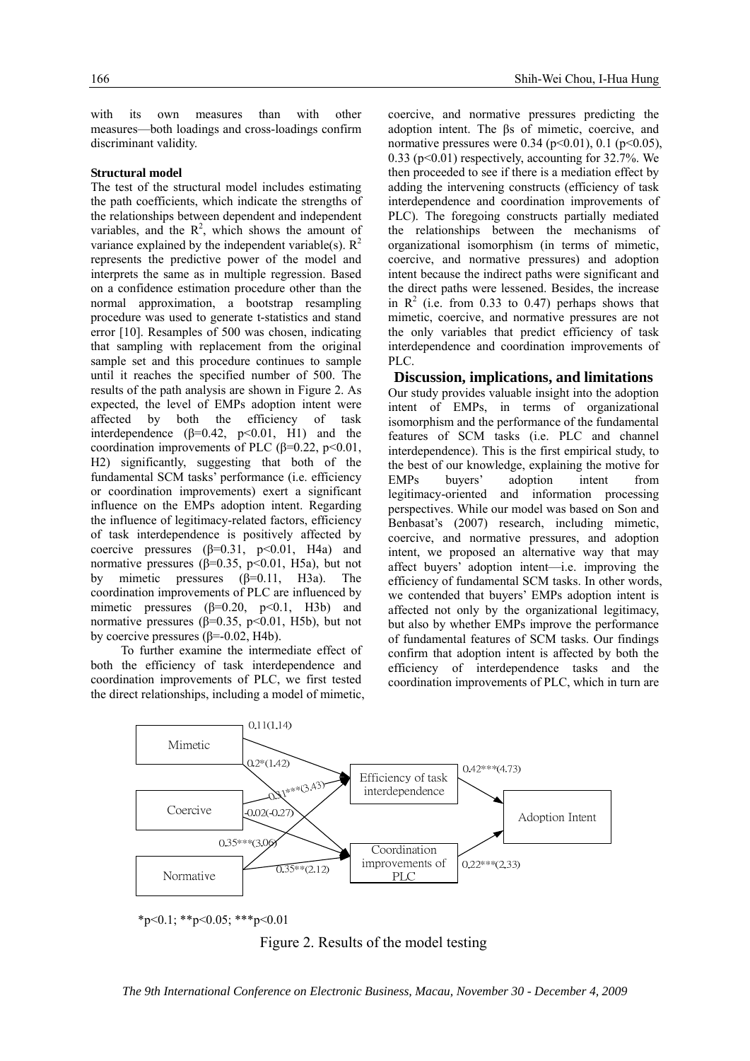with its own measures than with other measures—both loadings and cross-loadings confirm discriminant validity.

**Structural model**

The test of the structural model includes estimating the path coefficients, which indicate the strengths of the relationships between dependent and independent variables, and the $R^2$, which shows the amount of variance explained by the independent variable(s). $R^2$ represents the predictive power of the model and interprets the same as in multiple regression. Based on a confidence estimation procedure other than the normal approximation, a bootstrap resampling procedure was used to generate t-statistics and stand error [10]. Resamples of 500 was chosen, indicating that sampling with replacement from the original sample set and this procedure continues to sample until it reaches the specified number of 500. The results of the path analysis are shown in Figure 2. As expected, the level of EMPs adoption intent were affected by both the efficiency of task interdependence (β=0.42, $p<0.01$, H1) and the coordination improvements of PLC (β=0.22, $p<0.01$, H2) significantly, suggesting that both of the fundamental SCM tasks' performance (i.e. efficiency or coordination improvements) exert a significant influence on the EMPs adoption intent. Regarding the influence of legitimacy-related factors, efficiency of task interdependence is positively affected by coercive pressures (β=0.31, $p<0.01$, H4a) and normative pressures (β=0.35, $p<0.01$, H5a), but not by mimetic pressures (β=0.11, H3a). The coordination improvements of PLC are influenced by mimetic pressures (β=0.20, $p<0.1$, H3b) and normative pressures (β=0.35, $p<0.01$, H5b), but not by coercive pressures (β=-0.02, H4b).

To further examine the intermediate effect of both the efficiency of task interdependence and coordination improvements of PLC, we first tested the direct relationships, including a model of mimetic, coercive, and normative pressures predicting the adoption intent. The βs of mimetic, coercive, and normative pressures were 0.34 ($p<0.01$), 0.1 ($p<0.05$), 0.33 ($p<0.01$) respectively, accounting for 32.7%. We then proceeded to see if there is a mediation effect by adding the intervening constructs (efficiency of task interdependence and coordination improvements of PLC). The foregoing constructs partially mediated the relationships between the mechanisms of organizational isomorphism (in terms of mimetic, coercive, and normative pressures) and adoption intent because the indirect paths were significant and the direct paths were lessened. Besides, the increase in $R^2$ (i.e. from 0.33 to 0.47) perhaps shows that mimetic, coercive, and normative pressures are not the only variables that predict efficiency of task interdependence and coordination improvements of PLC.

## Discussion, implications, and limitations

Our study provides valuable insight into the adoption intent of EMPs, in terms of organizational isomorphism and the performance of the fundamental features of SCM tasks (i.e. PLC and channel interdependence). This is the first empirical study, to the best of our knowledge, explaining the motive for EMPs buyers' adoption intent from legitimacy-oriented and information processing perspectives. While our model was based on Son and Benbasat's (2007) research, including mimetic, coercive, and normative pressures, and adoption intent, we proposed an alternative way that may affect buyers' adoption intent—i.e. improving the efficiency of fundamental SCM tasks. In other words, we contended that buyers' EMPs adoption intent is affected not only by the organizational legitimacy, but also by whether EMPs improve the performance of fundamental features of SCM tasks. Our findings confirm that adoption intent is affected by both the efficiency of interdependence tasks and the coordination improvements of PLC, which in turn are

Mimetic
Coercive
Normative
Efficiency of task interdependence
Coordination improvements of PLC
Adoption Intent
0.11(1.14)
0.2*(1.42)
0.31***(3.43)
-0.02(-0.27)
0.35***(3.06)
0.35**(2.12)
0.42***(4.73)
0.22***(2.33)

*p<0.1; **p<0.05; ***p<0.01

Figure 2. Results of the model testing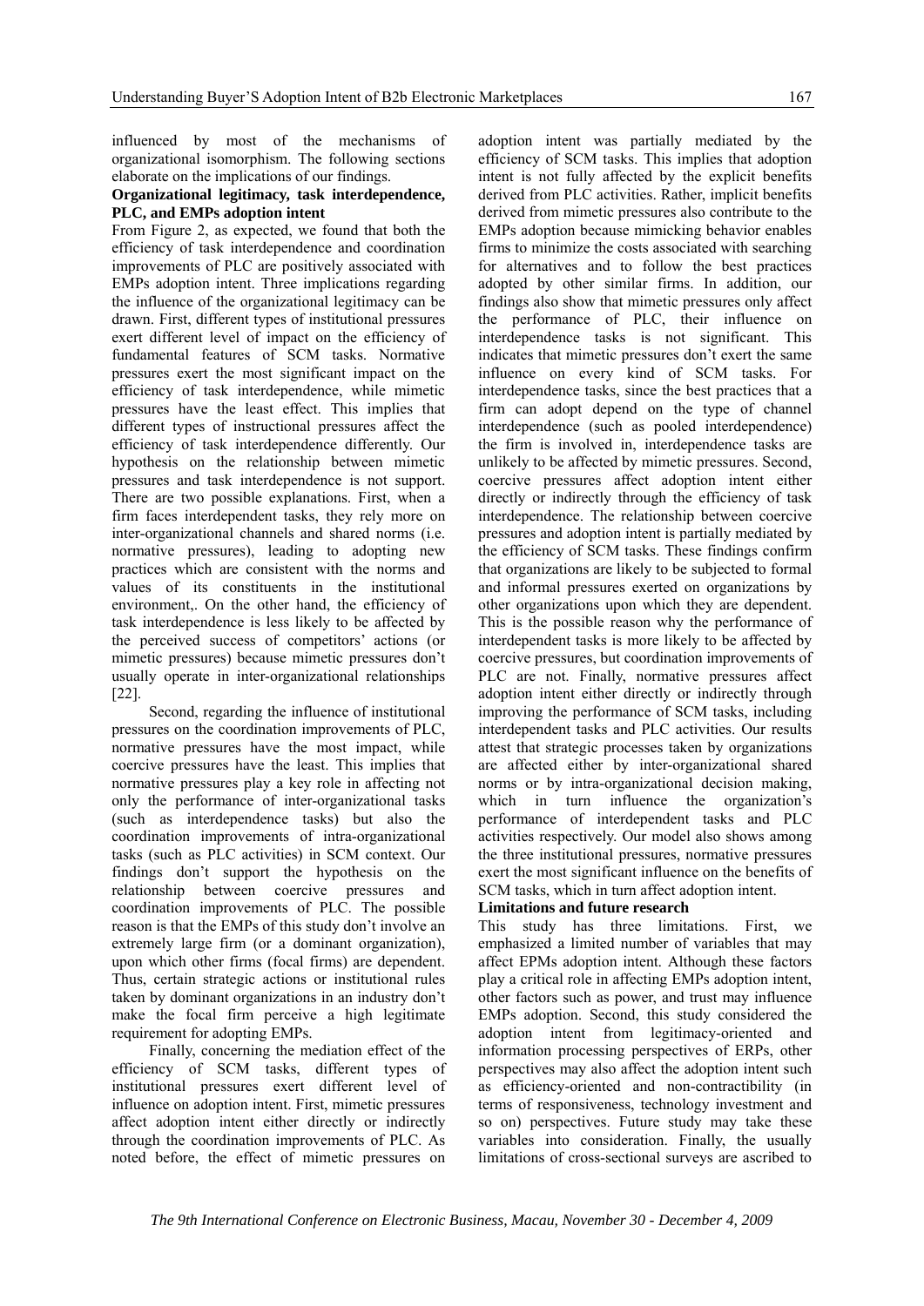influenced by most of the mechanisms of organizational isomorphism. The following sections elaborate on the implications of our findings.

**Organizational legitimacy, task interdependence, PLC, and EMPs adoption intent**

From Figure 2, as expected, we found that both the efficiency of task interdependence and coordination improvements of PLC are positively associated with EMPs adoption intent. Three implications regarding the influence of the organizational legitimacy can be drawn. First, different types of institutional pressures exert different level of impact on the efficiency of fundamental features of SCM tasks. Normative pressures exert the most significant impact on the efficiency of task interdependence, while mimetic pressures have the least effect. This implies that different types of instructional pressures affect the efficiency of task interdependence differently. Our hypothesis on the relationship between mimetic pressures and task interdependence is not support. There are two possible explanations. First, when a firm faces interdependent tasks, they rely more on inter-organizational channels and shared norms (i.e. normative pressures), leading to adopting new practices which are consistent with the norms and values of its constituents in the institutional environment,. On the other hand, the efficiency of task interdependence is less likely to be affected by the perceived success of competitors' actions (or mimetic pressures) because mimetic pressures don't usually operate in inter-organizational relationships [22].

Second, regarding the influence of institutional pressures on the coordination improvements of PLC, normative pressures have the most impact, while coercive pressures have the least. This implies that normative pressures play a key role in affecting not only the performance of inter-organizational tasks (such as interdependence tasks) but also the coordination improvements of intra-organizational tasks (such as PLC activities) in SCM context. Our findings don't support the hypothesis on the relationship between coercive pressures and coordination improvements of PLC. The possible reason is that the EMPs of this study don't involve an extremely large firm (or a dominant organization), upon which other firms (focal firms) are dependent. Thus, certain strategic actions or institutional rules taken by dominant organizations in an industry don't make the focal firm perceive a high legitimate requirement for adopting EMPs.

Finally, concerning the mediation effect of the efficiency of SCM tasks, different types of institutional pressures exert different level of influence on adoption intent. First, mimetic pressures affect adoption intent either directly or indirectly through the coordination improvements of PLC. As noted before, the effect of mimetic pressures on adoption intent was partially mediated by the efficiency of SCM tasks. This implies that adoption intent is not fully affected by the explicit benefits derived from PLC activities. Rather, implicit benefits derived from mimetic pressures also contribute to the EMPs adoption because mimicking behavior enables firms to minimize the costs associated with searching for alternatives and to follow the best practices adopted by other similar firms. In addition, our findings also show that mimetic pressures only affect the performance of PLC, their influence on interdependence tasks is not significant. This indicates that mimetic pressures don't exert the same influence on every kind of SCM tasks. For interdependence tasks, since the best practices that a firm can adopt depend on the type of channel interdependence (such as pooled interdependence) the firm is involved in, interdependence tasks are unlikely to be affected by mimetic pressures. Second, coercive pressures affect adoption intent either directly or indirectly through the efficiency of task interdependence. The relationship between coercive pressures and adoption intent is partially mediated by the efficiency of SCM tasks. These findings confirm that organizations are likely to be subjected to formal and informal pressures exerted on organizations by other organizations upon which they are dependent. This is the possible reason why the performance of interdependent tasks is more likely to be affected by coercive pressures, but coordination improvements of PLC are not. Finally, normative pressures affect adoption intent either directly or indirectly through improving the performance of SCM tasks, including interdependent tasks and PLC activities. Our results attest that strategic processes taken by organizations are affected either by inter-organizational shared norms or by intra-organizational decision making, which in turn influence the organization's performance of interdependent tasks and PLC activities respectively. Our model also shows among the three institutional pressures, normative pressures exert the most significant influence on the benefits of SCM tasks, which in turn affect adoption intent.

**Limitations and future research**

This study has three limitations. First, we emphasized a limited number of variables that may affect EPMs adoption intent. Although these factors play a critical role in affecting EMPs adoption intent, other factors such as power, and trust may influence EMPs adoption. Second, this study considered the adoption intent from legitimacy-oriented and information processing perspectives of ERPs, other perspectives may also affect the adoption intent such as efficiency-oriented and non-contractibility (in terms of responsiveness, technology investment and so on) perspectives. Future study may take these variables into consideration. Finally, the usually limitations of cross-sectional surveys are ascribed to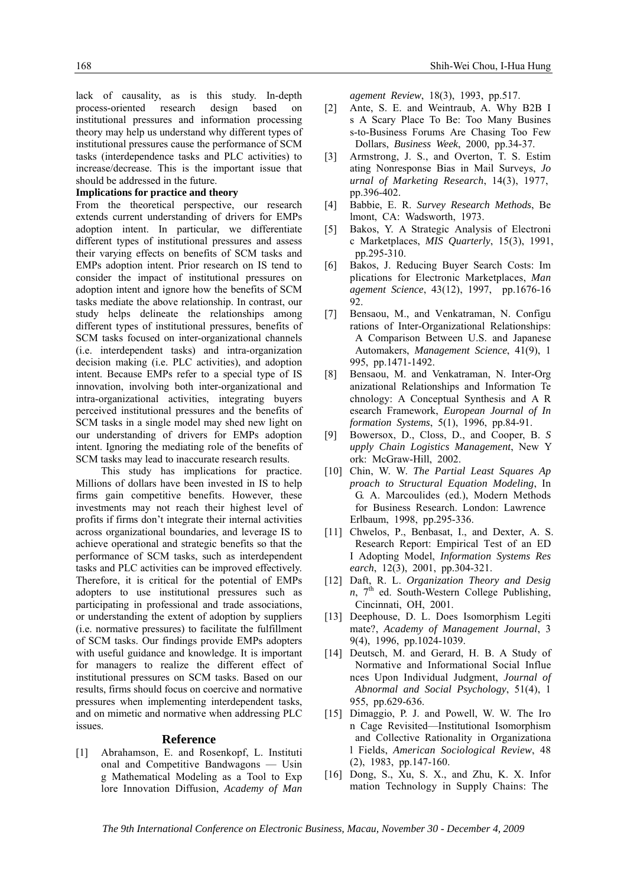lack of causality, as is this study. In-depth process-oriented research design based on institutional pressures and information processing theory may help us understand why different types of institutional pressures cause the performance of SCM tasks (interdependence tasks and PLC activities) to increase/decrease. This is the important issue that should be addressed in the future.

**Implications for practice and theory**

From the theoretical perspective, our research extends current understanding of drivers for EMPs adoption intent. In particular, we differentiate different types of institutional pressures and assess their varying effects on benefits of SCM tasks and EMPs adoption intent. Prior research on IS tend to consider the impact of institutional pressures on adoption intent and ignore how the benefits of SCM tasks mediate the above relationship. In contrast, our study helps delineate the relationships among different types of institutional pressures, benefits of SCM tasks focused on inter-organizational channels (i.e. interdependent tasks) and intra-organization decision making (i.e. PLC activities), and adoption intent. Because EMPs refer to a special type of IS innovation, involving both inter-organizational and intra-organizational activities, integrating buyers perceived institutional pressures and the benefits of SCM tasks in a single model may shed new light on our understanding of drivers for EMPs adoption intent. Ignoring the mediating role of the benefits of SCM tasks may lead to inaccurate research results.

This study has implications for practice. Millions of dollars have been invested in IS to help firms gain competitive benefits. However, these investments may not reach their highest level of profits if firms don't integrate their internal activities across organizational boundaries, and leverage IS to achieve operational and strategic benefits so that the performance of SCM tasks, such as interdependent tasks and PLC activities can be improved effectively. Therefore, it is critical for the potential of EMPs adopters to use institutional pressures such as participating in professional and trade associations, or understanding the extent of adoption by suppliers (i.e. normative pressures) to facilitate the fulfillment of SCM tasks. Our findings provide EMPs adopters with useful guidance and knowledge. It is important for managers to realize the different effect of institutional pressures on SCM tasks. Based on our results, firms should focus on coercive and normative pressures when implementing interdependent tasks, and on mimetic and normative when addressing PLC issues.

## Reference

[1] Abrahamson, E. and Rosenkopf, L. Institutional and Competitive Bandwagons — Using Mathematical Modeling as a Tool to Explore Innovation Diffusion, *Academy of Management Review*, 18(3), 1993, pp.517.

[2] Ante, S. E. and Weintraub, A. Why B2B Is A Scary Place To Be: Too Many Business-to-Business Forums Are Chasing Too Few Dollars, *Business Week*, 2000, pp.34-37.

[3] Armstrong, J. S., and Overton, T. S. Estimating Nonresponse Bias in Mail Surveys, *Journal of Marketing Research*, 14(3), 1977, pp.396-402.

[4] Babbie, E. R. *Survey Research Methods*, Belmont, CA: Wadsworth, 1973.

[5] Bakos, Y. A Strategic Analysis of Electronic Marketplaces, *MIS Quarterly*, 15(3), 1991, pp.295-310.

[6] Bakos, J. Reducing Buyer Search Costs: Implications for Electronic Marketplaces, *Management Science*, 43(12), 1997, pp.1676-1692.

[7] Bensaou, M., and Venkatraman, N. Configurations of Inter-Organizational Relationships: A Comparison Between U.S. and Japanese Automakers, *Management Science*, 41(9), 1995, pp.1471-1492.

[8] Bensaou, M. and Venkatraman, N. Inter-Organizational Relationships and Information Technology: A Conceptual Synthesis and A Research Framework, *European Journal of Information Systems*, 5(1), 1996, pp.84-91.

[9] Bowersox, D., Closs, D., and Cooper, B. *Supply Chain Logistics Management*, New York: McGraw-Hill, 2002.

[10] Chin, W. W. *The Partial Least Squares Approach to Structural Equation Modeling*, In G. A. Marcoulides (ed.), Modern Methods for Business Research. London: Lawrence Erlbaum, 1998, pp.295-336.

[11] Chwelos, P., Benbasat, I., and Dexter, A. S. Research Report: Empirical Test of an EDI Adopting Model, *Information Systems Research*, 12(3), 2001, pp.304-321.

[12] Daft, R. L. *Organization Theory and Design*, 7th ed. South-Western College Publishing, Cincinnati, OH, 2001.

[13] Deephouse, D. L. Does Isomorphism Legitimate?, *Academy of Management Journal*, 39(4), 1996, pp.1024-1039.

[14] Deutsch, M. and Gerard, H. B. A Study of Normative and Informational Social Influences Upon Individual Judgment, *Journal of Abnormal and Social Psychology*, 51(4), 1955, pp.629-636.

[15] Dimaggio, P. J. and Powell, W. W. The Iron Cage Revisited—Institutional Isomorphism and Collective Rationality in Organizational Fields, *American Sociological Review*, 48(2), 1983, pp.147-160.

[16] Dong, S., Xu, S. X., and Zhu, K. X. Information Technology in Supply Chains: The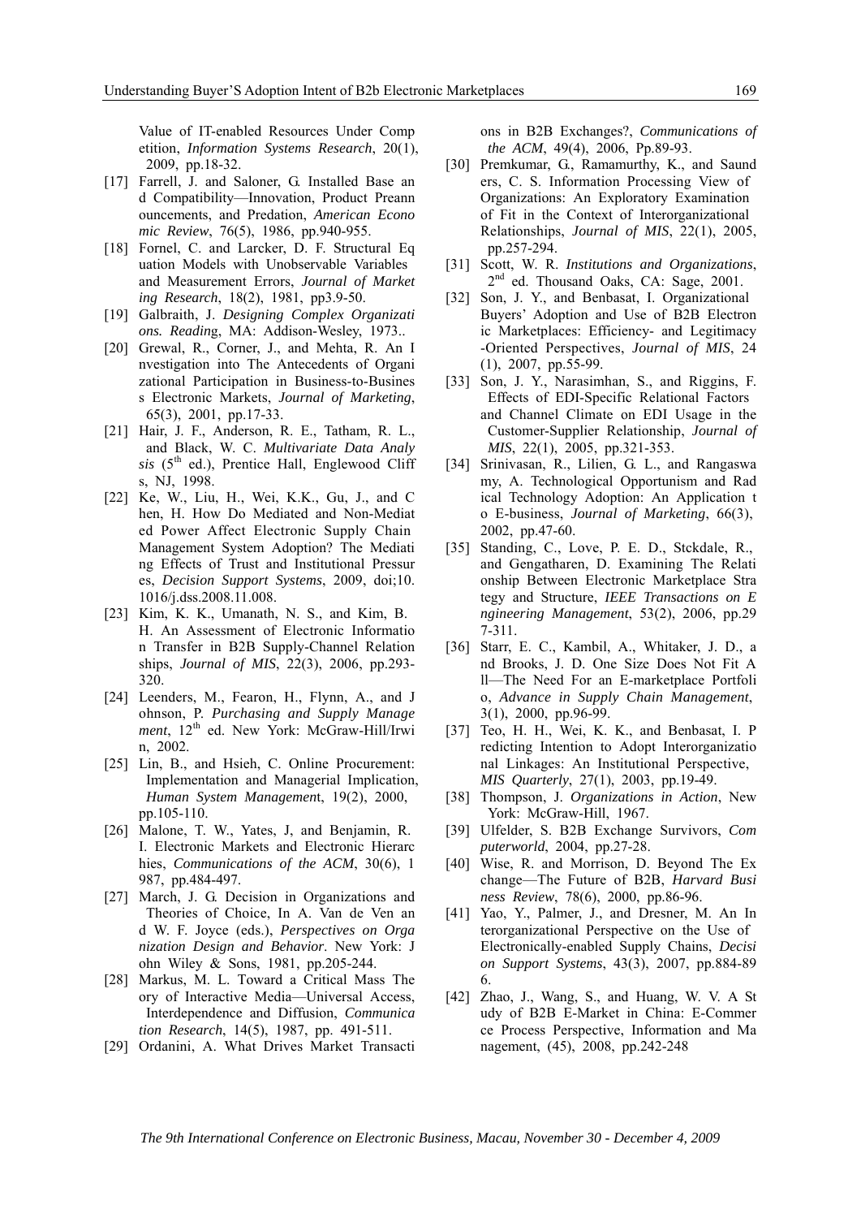Value of IT-enabled Resources Under Competition, *Information Systems Research*, 20(1), 2009, pp.18-32.

[17] Farrell, J. and Saloner, G. Installed Base and Compatibility—Innovation, Product Preannouncements, and Predation, *American Economic Review*, 76(5), 1986, pp.940-955.

[18] Fornel, C. and Larcker, D. F. Structural Equation Models with Unobservable Variables and Measurement Errors, *Journal of Marketing Research*, 18(2), 1981, pp3.9-50.

[19] Galbraith, J. *Designing Complex Organizations. Reading*, MA: Addison-Wesley, 1973..

[20] Grewal, R., Corner, J., and Mehta, R. An Investigation into The Antecedents of Organizational Participation in Business-to-Business Electronic Markets, *Journal of Marketing*, 65(3), 2001, pp.17-33.

[21] Hair, J. F., Anderson, R. E., Tatham, R. L., and Black, W. C. *Multivariate Data Analysis* (5th ed.), Prentice Hall, Englewood Cliffs, NJ, 1998.

[22] Ke, W., Liu, H., Wei, K.K., Gu, J., and Chen, H. How Do Mediated and Non-Mediated Power Affect Electronic Supply Chain Management System Adoption? The Mediating Effects of Trust and Institutional Pressures, *Decision Support Systems*, 2009, doi;10.1016/j.dss.2008.11.008.

[23] Kim, K. K., Umanath, N. S., and Kim, B. H. An Assessment of Electronic Information Transfer in B2B Supply-Channel Relationships, *Journal of MIS*, 22(3), 2006, pp.293-320.

[24] Leenders, M., Fearon, H., Flynn, A., and Johnson, P. *Purchasing and Supply Management*, 12th ed. New York: McGraw-Hill/Irwin, 2002.

[25] Lin, B., and Hsieh, C. Online Procurement: Implementation and Managerial Implication, *Human System Management*, 19(2), 2000, pp.105-110.

[26] Malone, T. W., Yates, J, and Benjamin, R. I. Electronic Markets and Electronic Hierarchies, *Communications of the ACM*, 30(6), 1987, pp.484-497.

[27] March, J. G. Decision in Organizations and Theories of Choice, In A. Van de Ven and W. F. Joyce (eds.), *Perspectives on Organization Design and Behavior*. New York: John Wiley & Sons, 1981, pp.205-244.

[28] Markus, M. L. Toward a Critical Mass Theory of Interactive Media—Universal Access, Interdependence and Diffusion, *Communication Research*, 14(5), 1987, pp. 491-511.

[29] Ordanini, A. What Drives Market Transactions in B2B Exchanges?, *Communications of the ACM*, 49(4), 2006, Pp.89-93.

[30] Premkumar, G., Ramamurthy, K., and Saunders, C. S. Information Processing View of Organizations: An Exploratory Examination of Fit in the Context of Interorganizational Relationships, *Journal of MIS*, 22(1), 2005, pp.257-294.

[31] Scott, W. R. *Institutions and Organizations*, 2nd ed. Thousand Oaks, CA: Sage, 2001.

[32] Son, J. Y., and Benbasat, I. Organizational Buyers' Adoption and Use of B2B Electronic Marketplaces: Efficiency- and Legitimacy-Oriented Perspectives, *Journal of MIS*, 24 (1), 2007, pp.55-99.

[33] Son, J. Y., Narasimhan, S., and Riggins, F. Effects of EDI-Specific Relational Factors and Channel Climate on EDI Usage in the Customer-Supplier Relationship, *Journal of MIS*, 22(1), 2005, pp.321-353.

[34] Srinivasan, R., Lilien, G. L., and Rangaswamy, A. Technological Opportunism and Radical Technology Adoption: An Application to E-business, *Journal of Marketing*, 66(3), 2002, pp.47-60.

[35] Standing, C., Love, P. E. D., Stckdale, R., and Gengatharen, D. Examining The Relationship Between Electronic Marketplace Strategy and Structure, *IEEE Transactions on Engineering Management*, 53(2), 2006, pp.297-311.

[36] Starr, E. C., Kambil, A., Whitaker, J. D., and Brooks, J. D. One Size Does Not Fit All—The Need For an E-marketplace Portfolio, *Advance in Supply Chain Management*, 3(1), 2000, pp.96-99.

[37] Teo, H. H., Wei, K. K., and Benbasat, I. Predicting Intention to Adopt Interorganizational Linkages: An Institutional Perspective, *MIS Quarterly*, 27(1), 2003, pp.19-49.

[38] Thompson, J. *Organizations in Action*, New York: McGraw-Hill, 1967.

[39] Ulfelder, S. B2B Exchange Survivors, *Computerworld*, 2004, pp.27-28.

[40] Wise, R. and Morrison, D. Beyond The Exchange—The Future of B2B, *Harvard Business Review*, 78(6), 2000, pp.86-96.

[41] Yao, Y., Palmer, J., and Dresner, M. An Interorganizational Perspective on the Use of Electronically-enabled Supply Chains, *Decision Support Systems*, 43(3), 2007, pp.884-896.

[42] Zhao, J., Wang, S., and Huang, W. V. A Study of B2B E-Market in China: E-Commerce Process Perspective, Information and Management, (45), 2008, pp.242-248